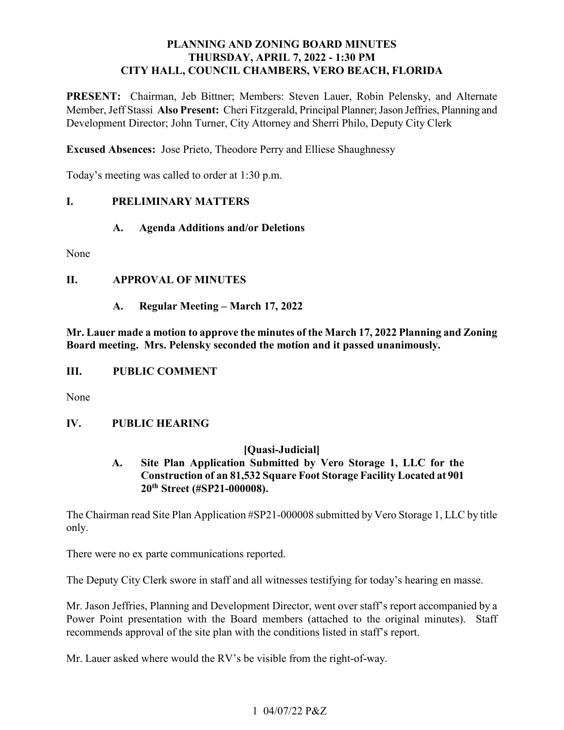# PLANNING AND ZONING BOARD MINUTES
## THURSDAY, APRIL 7, 2022 - 1:30 PM
## CITY HALL, COUNCIL CHAMBERS, VERO BEACH, FLORIDA

**PRESENT:** Chairman, Jeb Bittner; Members: Steven Lauer, Robin Pelensky, and Alternate Member, Jeff Stassi **Also Present:** Cheri Fitzgerald, Principal Planner; Jason Jeffries, Planning and Development Director; John Turner, City Attorney and Sherri Philo, Deputy City Clerk

**Excused Absences:** Jose Prieto, Theodore Perry and Elliese Shaughnessy

Today's meeting was called to order at 1:30 p.m.

## I. PRELIMINARY MATTERS

### A. Agenda Additions and/or Deletions

None

## II. APPROVAL OF MINUTES

### A. Regular Meeting – March 17, 2022

**Mr. Lauer made a motion to approve the minutes of the March 17, 2022 Planning and Zoning Board meeting. Mrs. Pelensky seconded the motion and it passed unanimously.**

## III. PUBLIC COMMENT

None

## IV. PUBLIC HEARING

**[Quasi-Judicial]**

### A. Site Plan Application Submitted by Vero Storage 1, LLC for the Construction of an 81,532 Square Foot Storage Facility Located at 901 20th Street (#SP21-000008).

The Chairman read Site Plan Application #SP21-000008 submitted by Vero Storage 1, LLC by title only.

There were no ex parte communications reported.

The Deputy City Clerk swore in staff and all witnesses testifying for today's hearing en masse.

Mr. Jason Jeffries, Planning and Development Director, went over staff's report accompanied by a Power Point presentation with the Board members (attached to the original minutes). Staff recommends approval of the site plan with the conditions listed in staff's report.

Mr. Lauer asked where would the RV's be visible from the right-of-way.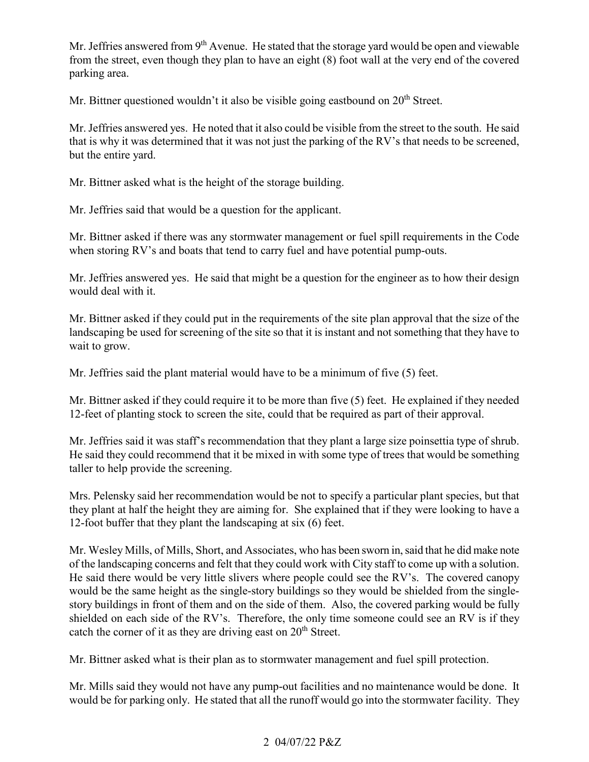Mr. Jeffries answered from 9th Avenue. He stated that the storage yard would be open and viewable from the street, even though they plan to have an eight (8) foot wall at the very end of the covered parking area.

Mr. Bittner questioned wouldn't it also be visible going eastbound on 20th Street.

Mr. Jeffries answered yes. He noted that it also could be visible from the street to the south. He said that is why it was determined that it was not just the parking of the RV's that needs to be screened, but the entire yard.

Mr. Bittner asked what is the height of the storage building.

Mr. Jeffries said that would be a question for the applicant.

Mr. Bittner asked if there was any stormwater management or fuel spill requirements in the Code when storing RV's and boats that tend to carry fuel and have potential pump-outs.

Mr. Jeffries answered yes. He said that might be a question for the engineer as to how their design would deal with it.

Mr. Bittner asked if they could put in the requirements of the site plan approval that the size of the landscaping be used for screening of the site so that it is instant and not something that they have to wait to grow.

Mr. Jeffries said the plant material would have to be a minimum of five (5) feet.

Mr. Bittner asked if they could require it to be more than five (5) feet. He explained if they needed 12-feet of planting stock to screen the site, could that be required as part of their approval.

Mr. Jeffries said it was staff's recommendation that they plant a large size poinsettia type of shrub. He said they could recommend that it be mixed in with some type of trees that would be something taller to help provide the screening.

Mrs. Pelensky said her recommendation would be not to specify a particular plant species, but that they plant at half the height they are aiming for. She explained that if they were looking to have a 12-foot buffer that they plant the landscaping at six (6) feet.

Mr. Wesley Mills, of Mills, Short, and Associates, who has been sworn in, said that he did make note of the landscaping concerns and felt that they could work with City staff to come up with a solution. He said there would be very little slivers where people could see the RV's. The covered canopy would be the same height as the single-story buildings so they would be shielded from the single-story buildings in front of them and on the side of them. Also, the covered parking would be fully shielded on each side of the RV's. Therefore, the only time someone could see an RV is if they catch the corner of it as they are driving east on 20th Street.

Mr. Bittner asked what is their plan as to stormwater management and fuel spill protection.

Mr. Mills said they would not have any pump-out facilities and no maintenance would be done. It would be for parking only. He stated that all the runoff would go into the stormwater facility. They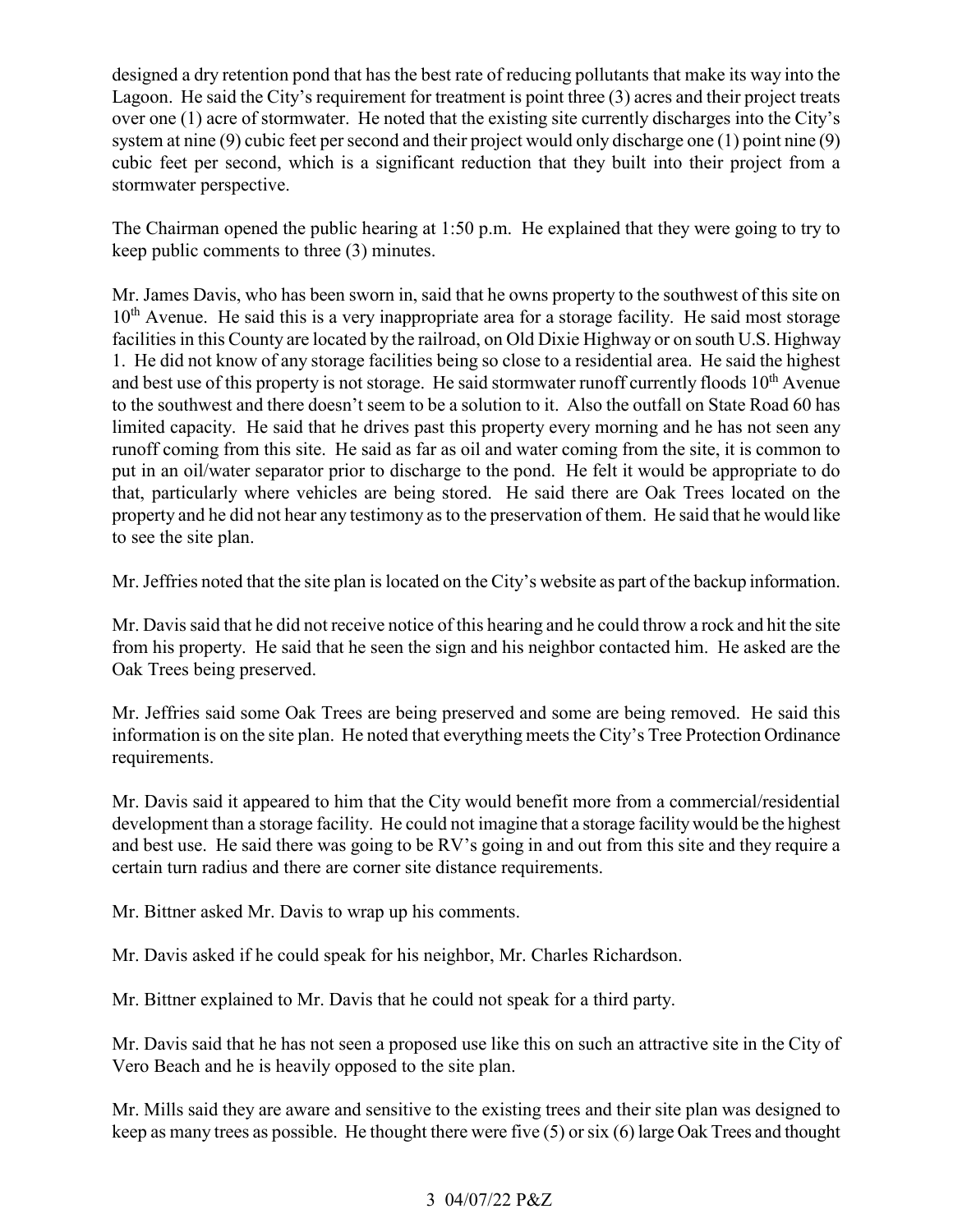designed a dry retention pond that has the best rate of reducing pollutants that make its way into the Lagoon. He said the City's requirement for treatment is point three (3) acres and their project treats over one (1) acre of stormwater. He noted that the existing site currently discharges into the City's system at nine (9) cubic feet per second and their project would only discharge one (1) point nine (9) cubic feet per second, which is a significant reduction that they built into their project from a stormwater perspective.

The Chairman opened the public hearing at 1:50 p.m. He explained that they were going to try to keep public comments to three (3) minutes.

Mr. James Davis, who has been sworn in, said that he owns property to the southwest of this site on 10th Avenue. He said this is a very inappropriate area for a storage facility. He said most storage facilities in this County are located by the railroad, on Old Dixie Highway or on south U.S. Highway 1. He did not know of any storage facilities being so close to a residential area. He said the highest and best use of this property is not storage. He said stormwater runoff currently floods 10th Avenue to the southwest and there doesn't seem to be a solution to it. Also the outfall on State Road 60 has limited capacity. He said that he drives past this property every morning and he has not seen any runoff coming from this site. He said as far as oil and water coming from the site, it is common to put in an oil/water separator prior to discharge to the pond. He felt it would be appropriate to do that, particularly where vehicles are being stored. He said there are Oak Trees located on the property and he did not hear any testimony as to the preservation of them. He said that he would like to see the site plan.

Mr. Jeffries noted that the site plan is located on the City's website as part of the backup information.

Mr. Davis said that he did not receive notice of this hearing and he could throw a rock and hit the site from his property. He said that he seen the sign and his neighbor contacted him. He asked are the Oak Trees being preserved.

Mr. Jeffries said some Oak Trees are being preserved and some are being removed. He said this information is on the site plan. He noted that everything meets the City's Tree Protection Ordinance requirements.

Mr. Davis said it appeared to him that the City would benefit more from a commercial/residential development than a storage facility. He could not imagine that a storage facility would be the highest and best use. He said there was going to be RV's going in and out from this site and they require a certain turn radius and there are corner site distance requirements.

Mr. Bittner asked Mr. Davis to wrap up his comments.

Mr. Davis asked if he could speak for his neighbor, Mr. Charles Richardson.

Mr. Bittner explained to Mr. Davis that he could not speak for a third party.

Mr. Davis said that he has not seen a proposed use like this on such an attractive site in the City of Vero Beach and he is heavily opposed to the site plan.

Mr. Mills said they are aware and sensitive to the existing trees and their site plan was designed to keep as many trees as possible. He thought there were five (5) or six (6) large Oak Trees and thought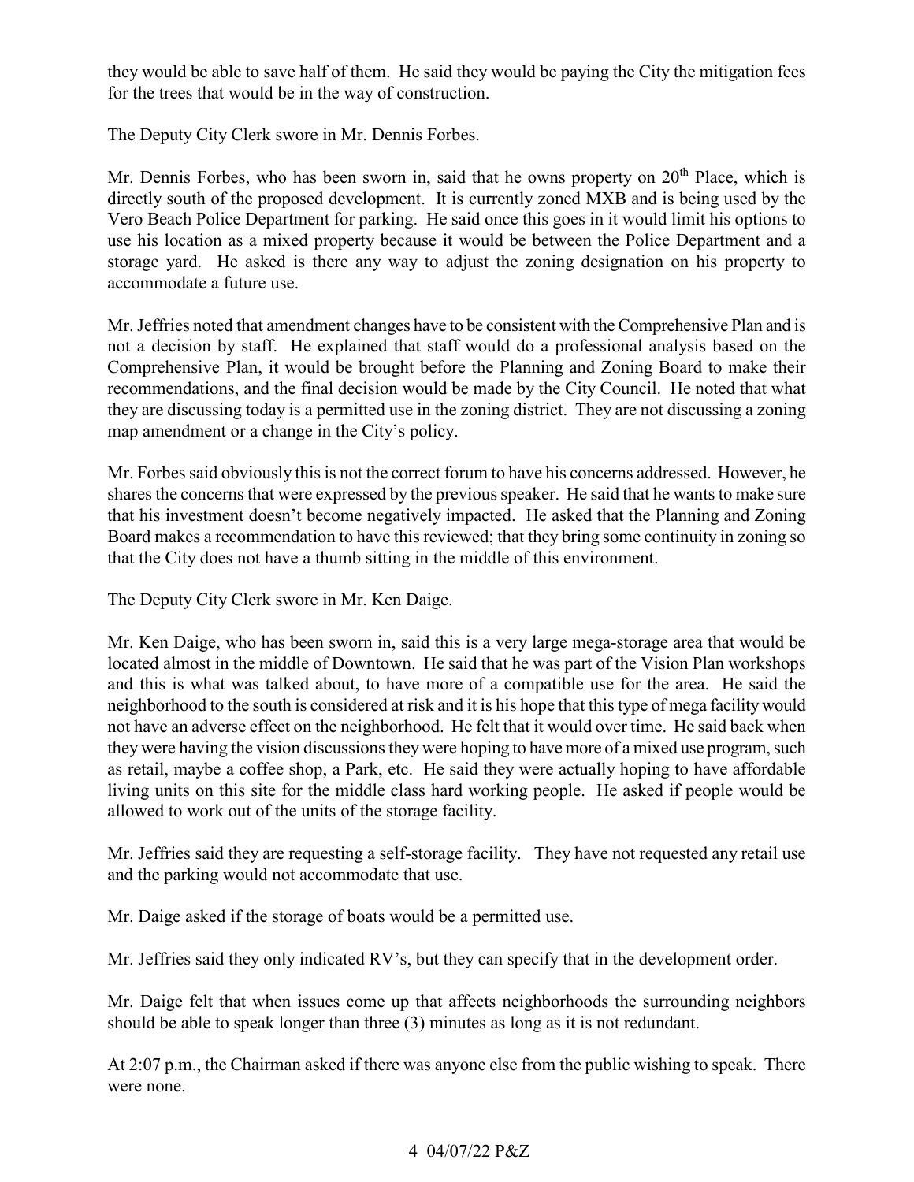they would be able to save half of them. He said they would be paying the City the mitigation fees for the trees that would be in the way of construction.

The Deputy City Clerk swore in Mr. Dennis Forbes.

Mr. Dennis Forbes, who has been sworn in, said that he owns property on 20th Place, which is directly south of the proposed development. It is currently zoned MXB and is being used by the Vero Beach Police Department for parking. He said once this goes in it would limit his options to use his location as a mixed property because it would be between the Police Department and a storage yard. He asked is there any way to adjust the zoning designation on his property to accommodate a future use.

Mr. Jeffries noted that amendment changes have to be consistent with the Comprehensive Plan and is not a decision by staff. He explained that staff would do a professional analysis based on the Comprehensive Plan, it would be brought before the Planning and Zoning Board to make their recommendations, and the final decision would be made by the City Council. He noted that what they are discussing today is a permitted use in the zoning district. They are not discussing a zoning map amendment or a change in the City's policy.

Mr. Forbes said obviously this is not the correct forum to have his concerns addressed. However, he shares the concerns that were expressed by the previous speaker. He said that he wants to make sure that his investment doesn't become negatively impacted. He asked that the Planning and Zoning Board makes a recommendation to have this reviewed; that they bring some continuity in zoning so that the City does not have a thumb sitting in the middle of this environment.

The Deputy City Clerk swore in Mr. Ken Daige.

Mr. Ken Daige, who has been sworn in, said this is a very large mega-storage area that would be located almost in the middle of Downtown. He said that he was part of the Vision Plan workshops and this is what was talked about, to have more of a compatible use for the area. He said the neighborhood to the south is considered at risk and it is his hope that this type of mega facility would not have an adverse effect on the neighborhood. He felt that it would over time. He said back when they were having the vision discussions they were hoping to have more of a mixed use program, such as retail, maybe a coffee shop, a Park, etc. He said they were actually hoping to have affordable living units on this site for the middle class hard working people. He asked if people would be allowed to work out of the units of the storage facility.

Mr. Jeffries said they are requesting a self-storage facility. They have not requested any retail use and the parking would not accommodate that use.

Mr. Daige asked if the storage of boats would be a permitted use.

Mr. Jeffries said they only indicated RV's, but they can specify that in the development order.

Mr. Daige felt that when issues come up that affects neighborhoods the surrounding neighbors should be able to speak longer than three (3) minutes as long as it is not redundant.

At 2:07 p.m., the Chairman asked if there was anyone else from the public wishing to speak. There were none.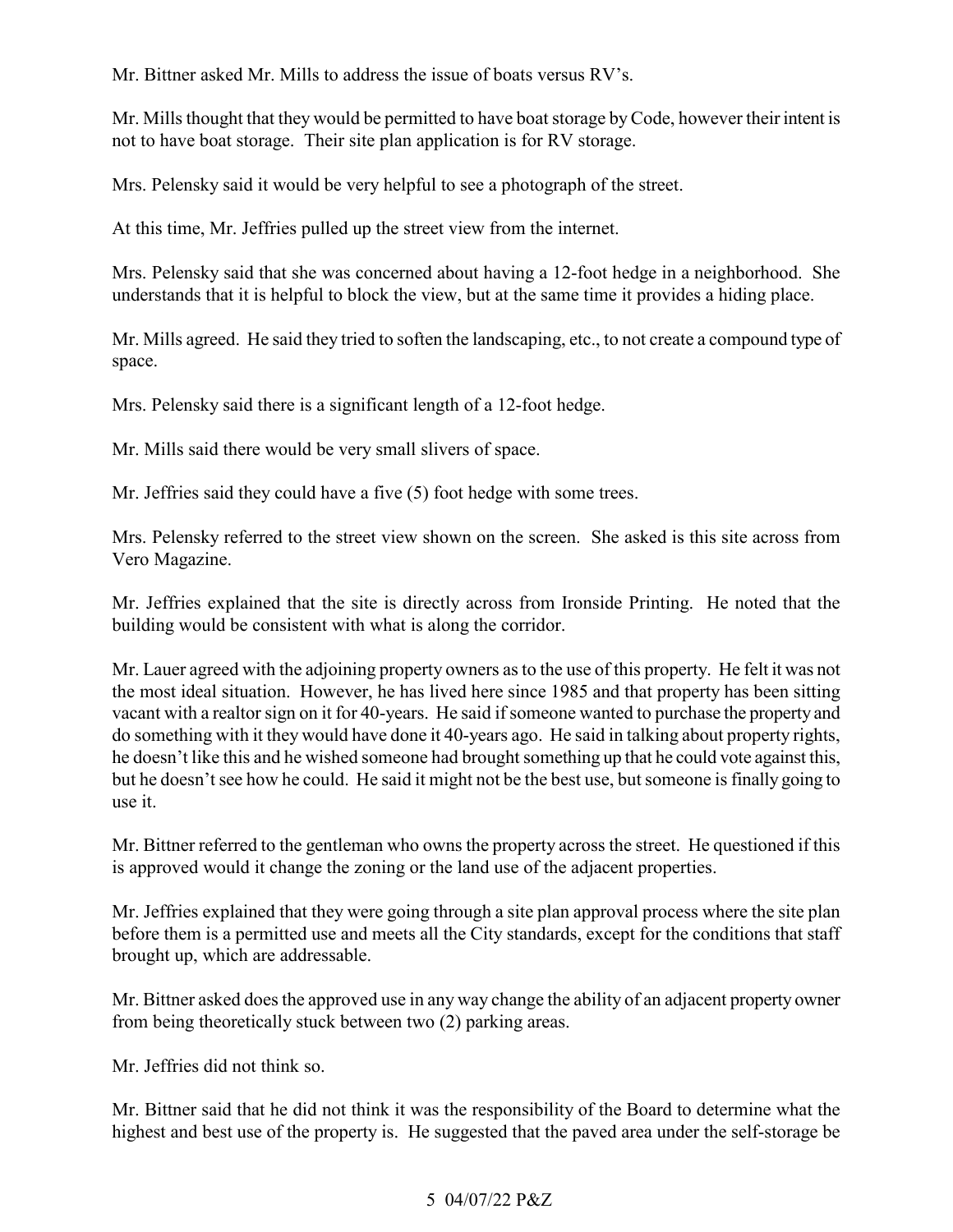Mr. Bittner asked Mr. Mills to address the issue of boats versus RV's.

Mr. Mills thought that they would be permitted to have boat storage by Code, however their intent is not to have boat storage. Their site plan application is for RV storage.

Mrs. Pelensky said it would be very helpful to see a photograph of the street.

At this time, Mr. Jeffries pulled up the street view from the internet.

Mrs. Pelensky said that she was concerned about having a 12-foot hedge in a neighborhood. She understands that it is helpful to block the view, but at the same time it provides a hiding place.

Mr. Mills agreed. He said they tried to soften the landscaping, etc., to not create a compound type of space.

Mrs. Pelensky said there is a significant length of a 12-foot hedge.

Mr. Mills said there would be very small slivers of space.

Mr. Jeffries said they could have a five (5) foot hedge with some trees.

Mrs. Pelensky referred to the street view shown on the screen. She asked is this site across from Vero Magazine.

Mr. Jeffries explained that the site is directly across from Ironside Printing. He noted that the building would be consistent with what is along the corridor.

Mr. Lauer agreed with the adjoining property owners as to the use of this property. He felt it was not the most ideal situation. However, he has lived here since 1985 and that property has been sitting vacant with a realtor sign on it for 40-years. He said if someone wanted to purchase the property and do something with it they would have done it 40-years ago. He said in talking about property rights, he doesn't like this and he wished someone had brought something up that he could vote against this, but he doesn't see how he could. He said it might not be the best use, but someone is finally going to use it.

Mr. Bittner referred to the gentleman who owns the property across the street. He questioned if this is approved would it change the zoning or the land use of the adjacent properties.

Mr. Jeffries explained that they were going through a site plan approval process where the site plan before them is a permitted use and meets all the City standards, except for the conditions that staff brought up, which are addressable.

Mr. Bittner asked does the approved use in any way change the ability of an adjacent property owner from being theoretically stuck between two (2) parking areas.

Mr. Jeffries did not think so.

Mr. Bittner said that he did not think it was the responsibility of the Board to determine what the highest and best use of the property is. He suggested that the paved area under the self-storage be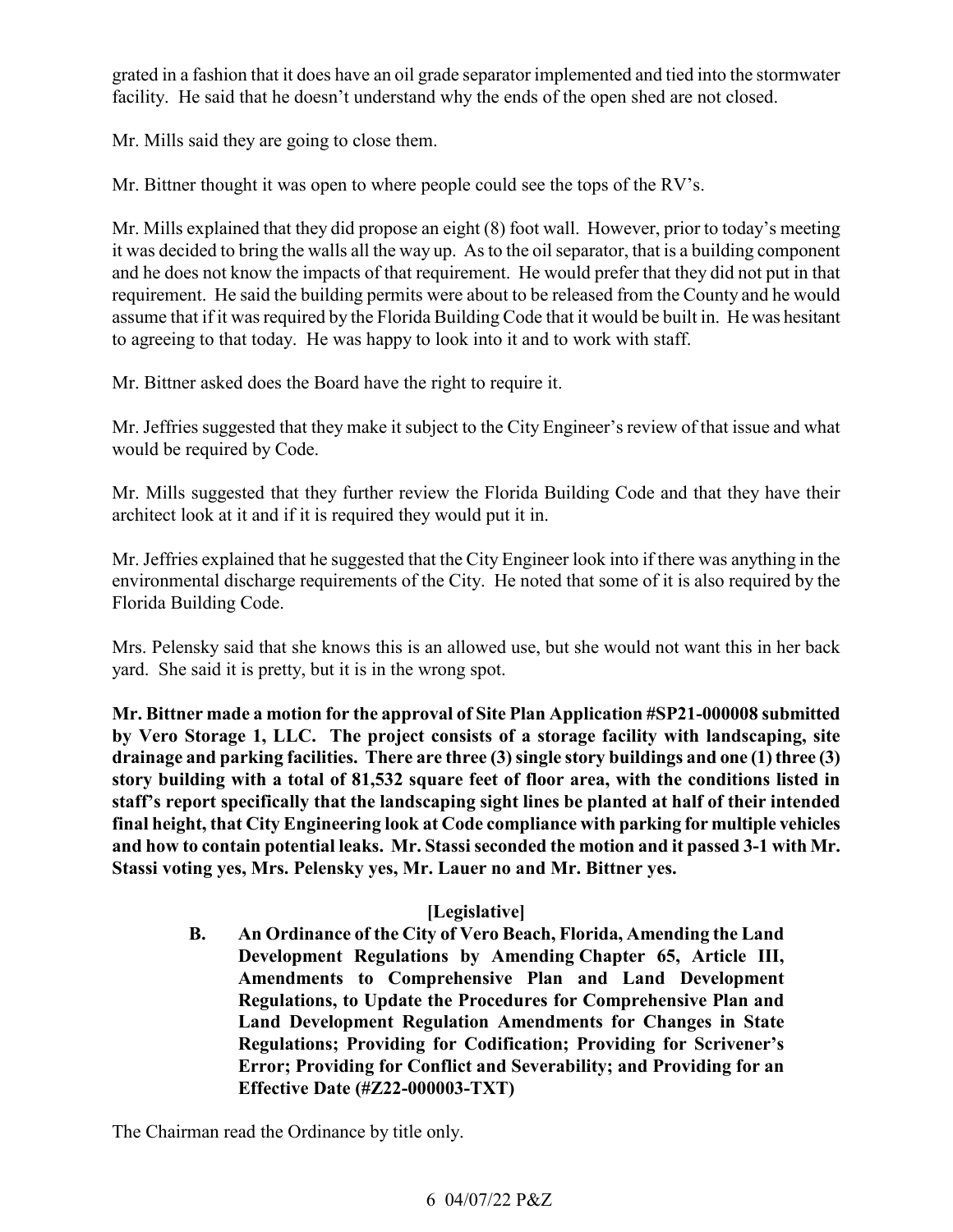grated in a fashion that it does have an oil grade separator implemented and tied into the stormwater facility. He said that he doesn't understand why the ends of the open shed are not closed.

Mr. Mills said they are going to close them.

Mr. Bittner thought it was open to where people could see the tops of the RV's.

Mr. Mills explained that they did propose an eight (8) foot wall. However, prior to today's meeting it was decided to bring the walls all the way up. As to the oil separator, that is a building component and he does not know the impacts of that requirement. He would prefer that they did not put in that requirement. He said the building permits were about to be released from the County and he would assume that if it was required by the Florida Building Code that it would be built in. He was hesitant to agreeing to that today. He was happy to look into it and to work with staff.

Mr. Bittner asked does the Board have the right to require it.

Mr. Jeffries suggested that they make it subject to the City Engineer's review of that issue and what would be required by Code.

Mr. Mills suggested that they further review the Florida Building Code and that they have their architect look at it and if it is required they would put it in.

Mr. Jeffries explained that he suggested that the City Engineer look into if there was anything in the environmental discharge requirements of the City. He noted that some of it is also required by the Florida Building Code.

Mrs. Pelensky said that she knows this is an allowed use, but she would not want this in her back yard. She said it is pretty, but it is in the wrong spot.

**Mr. Bittner made a motion for the approval of Site Plan Application #SP21-000008 submitted by Vero Storage 1, LLC. The project consists of a storage facility with landscaping, site drainage and parking facilities. There are three (3) single story buildings and one (1) three (3) story building with a total of 81,532 square feet of floor area, with the conditions listed in staff's report specifically that the landscaping sight lines be planted at half of their intended final height, that City Engineering look at Code compliance with parking for multiple vehicles and how to contain potential leaks. Mr. Stassi seconded the motion and it passed 3-1 with Mr. Stassi voting yes, Mrs. Pelensky yes, Mr. Lauer no and Mr. Bittner yes.**

**[Legislative]**

**B. An Ordinance of the City of Vero Beach, Florida, Amending the Land Development Regulations by Amending Chapter 65, Article III, Amendments to Comprehensive Plan and Land Development Regulations, to Update the Procedures for Comprehensive Plan and Land Development Regulation Amendments for Changes in State Regulations; Providing for Codification; Providing for Scrivener's Error; Providing for Conflict and Severability; and Providing for an Effective Date (#Z22-000003-TXT)**

The Chairman read the Ordinance by title only.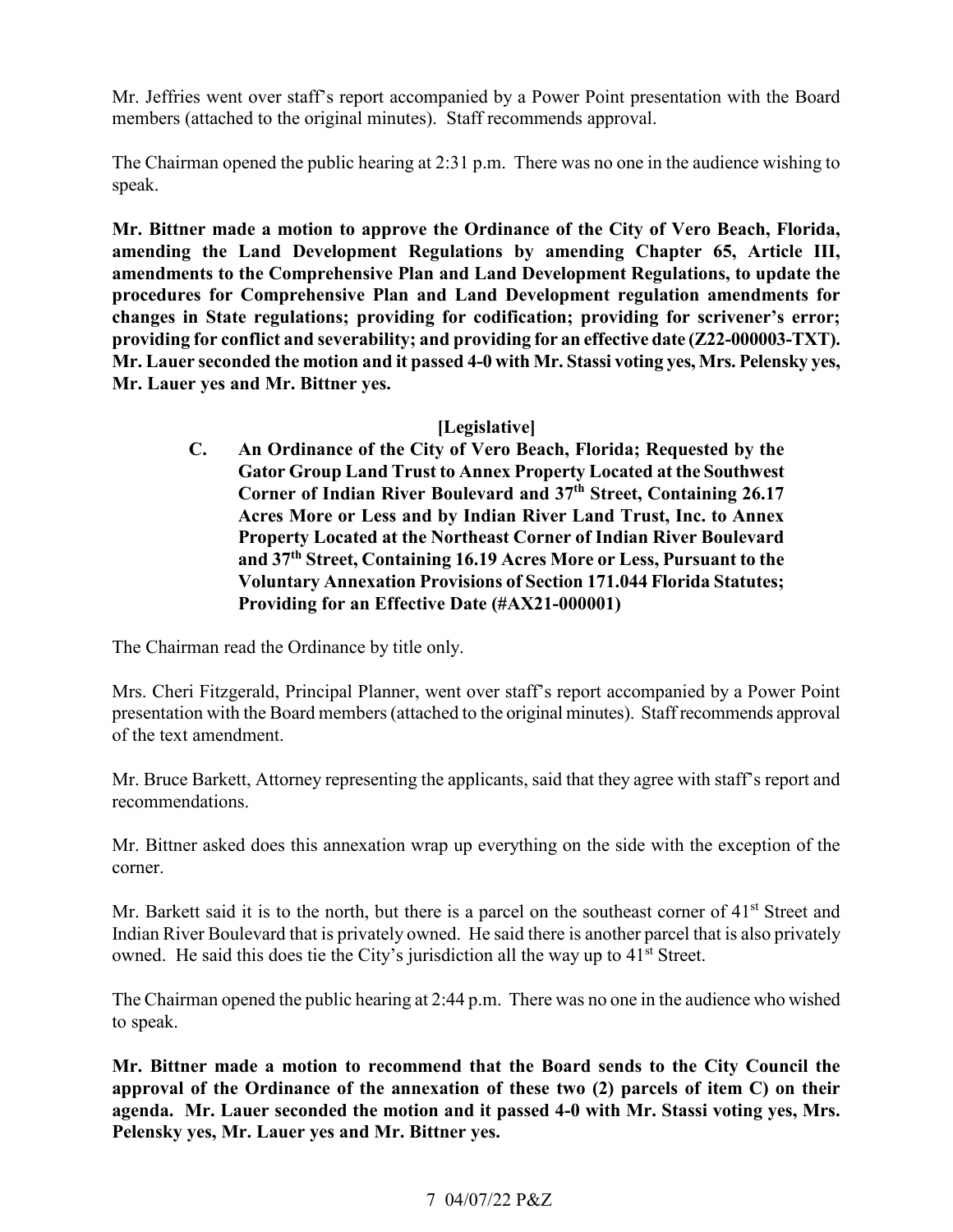Mr. Jeffries went over staff's report accompanied by a Power Point presentation with the Board members (attached to the original minutes). Staff recommends approval.

The Chairman opened the public hearing at 2:31 p.m. There was no one in the audience wishing to speak.

**Mr. Bittner made a motion to approve the Ordinance of the City of Vero Beach, Florida, amending the Land Development Regulations by amending Chapter 65, Article III, amendments to the Comprehensive Plan and Land Development Regulations, to update the procedures for Comprehensive Plan and Land Development regulation amendments for changes in State regulations; providing for codification; providing for scrivener's error; providing for conflict and severability; and providing for an effective date (Z22-000003-TXT). Mr. Lauer seconded the motion and it passed 4-0 with Mr. Stassi voting yes, Mrs. Pelensky yes, Mr. Lauer yes and Mr. Bittner yes.**

**[Legislative]**

**C. An Ordinance of the City of Vero Beach, Florida; Requested by the Gator Group Land Trust to Annex Property Located at the Southwest Corner of Indian River Boulevard and 37th Street, Containing 26.17 Acres More or Less and by Indian River Land Trust, Inc. to Annex Property Located at the Northeast Corner of Indian River Boulevard and 37th Street, Containing 16.19 Acres More or Less, Pursuant to the Voluntary Annexation Provisions of Section 171.044 Florida Statutes; Providing for an Effective Date (#AX21-000001)**

The Chairman read the Ordinance by title only.

Mrs. Cheri Fitzgerald, Principal Planner, went over staff's report accompanied by a Power Point presentation with the Board members (attached to the original minutes). Staff recommends approval of the text amendment.

Mr. Bruce Barkett, Attorney representing the applicants, said that they agree with staff's report and recommendations.

Mr. Bittner asked does this annexation wrap up everything on the side with the exception of the corner.

Mr. Barkett said it is to the north, but there is a parcel on the southeast corner of 41st Street and Indian River Boulevard that is privately owned. He said there is another parcel that is also privately owned. He said this does tie the City's jurisdiction all the way up to 41st Street.

The Chairman opened the public hearing at 2:44 p.m. There was no one in the audience who wished to speak.

**Mr. Bittner made a motion to recommend that the Board sends to the City Council the approval of the Ordinance of the annexation of these two (2) parcels of item C) on their agenda. Mr. Lauer seconded the motion and it passed 4-0 with Mr. Stassi voting yes, Mrs. Pelensky yes, Mr. Lauer yes and Mr. Bittner yes.**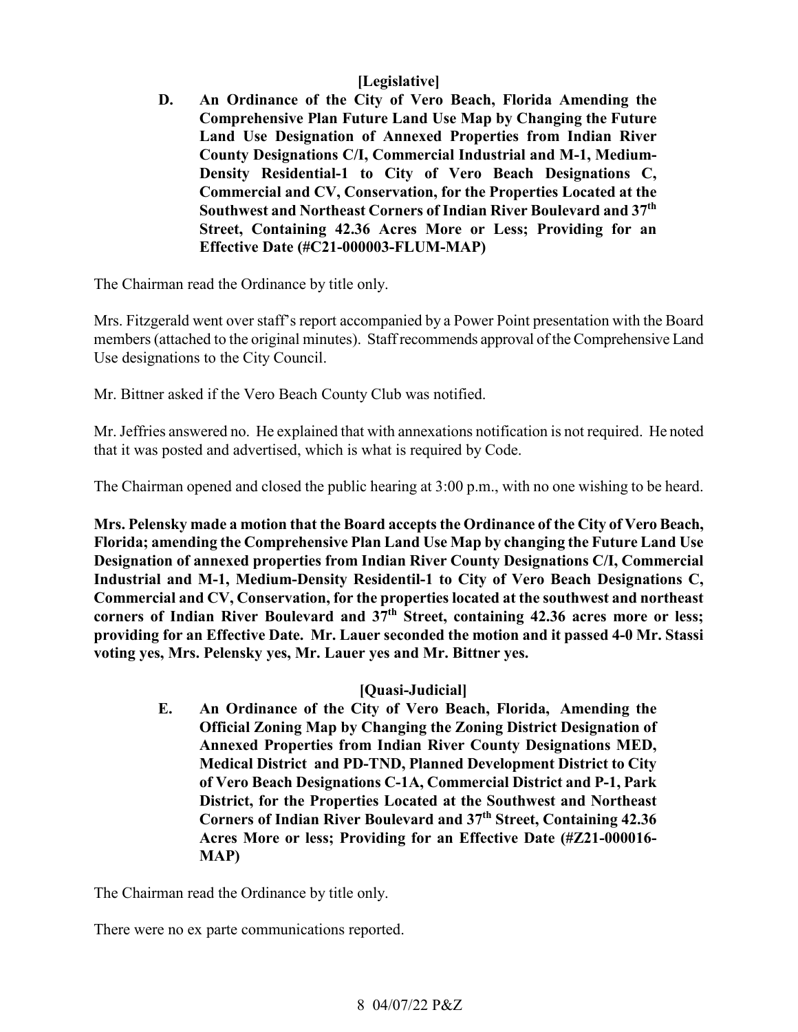**[Legislative]**

**D. An Ordinance of the City of Vero Beach, Florida Amending the Comprehensive Plan Future Land Use Map by Changing the Future Land Use Designation of Annexed Properties from Indian River County Designations C/I, Commercial Industrial and M-1, Medium-Density Residential-1 to City of Vero Beach Designations C, Commercial and CV, Conservation, for the Properties Located at the Southwest and Northeast Corners of Indian River Boulevard and 37th Street, Containing 42.36 Acres More or Less; Providing for an Effective Date (#C21-000003-FLUM-MAP)**

The Chairman read the Ordinance by title only.

Mrs. Fitzgerald went over staff's report accompanied by a Power Point presentation with the Board members (attached to the original minutes). Staff recommends approval of the Comprehensive Land Use designations to the City Council.

Mr. Bittner asked if the Vero Beach County Club was notified.

Mr. Jeffries answered no. He explained that with annexations notification is not required. He noted that it was posted and advertised, which is what is required by Code.

The Chairman opened and closed the public hearing at 3:00 p.m., with no one wishing to be heard.

**Mrs. Pelensky made a motion that the Board accepts the Ordinance of the City of Vero Beach, Florida; amending the Comprehensive Plan Land Use Map by changing the Future Land Use Designation of annexed properties from Indian River County Designations C/I, Commercial Industrial and M-1, Medium-Density Residentil-1 to City of Vero Beach Designations C, Commercial and CV, Conservation, for the properties located at the southwest and northeast corners of Indian River Boulevard and 37th Street, containing 42.36 acres more or less; providing for an Effective Date. Mr. Lauer seconded the motion and it passed 4-0 Mr. Stassi voting yes, Mrs. Pelensky yes, Mr. Lauer yes and Mr. Bittner yes.**

**[Quasi-Judicial]**

**E. An Ordinance of the City of Vero Beach, Florida, Amending the Official Zoning Map by Changing the Zoning District Designation of Annexed Properties from Indian River County Designations MED, Medical District and PD-TND, Planned Development District to City of Vero Beach Designations C-1A, Commercial District and P-1, Park District, for the Properties Located at the Southwest and Northeast Corners of Indian River Boulevard and 37th Street, Containing 42.36 Acres More or less; Providing for an Effective Date (#Z21-000016-MAP)**

The Chairman read the Ordinance by title only.

There were no ex parte communications reported.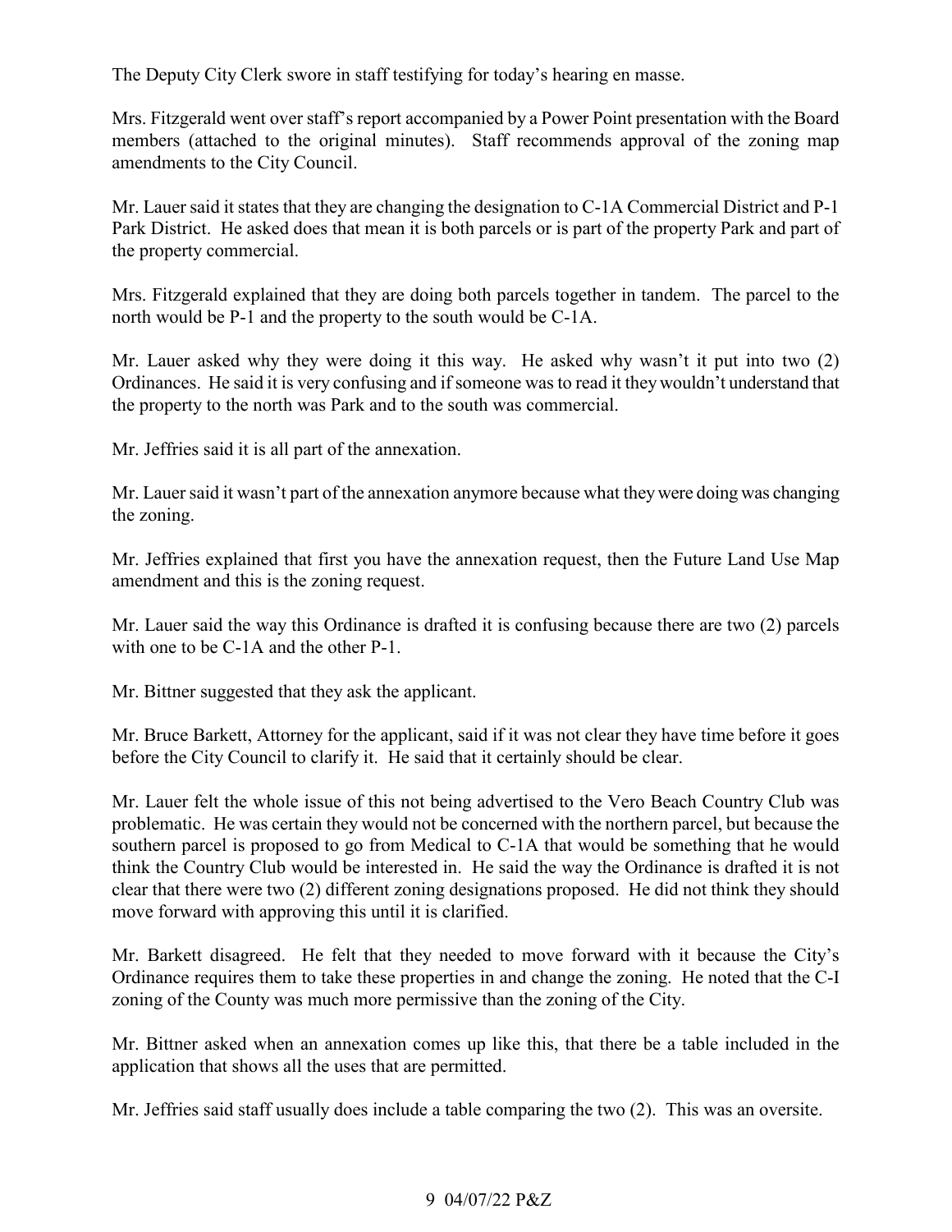The Deputy City Clerk swore in staff testifying for today's hearing en masse.

Mrs. Fitzgerald went over staff's report accompanied by a Power Point presentation with the Board members (attached to the original minutes). Staff recommends approval of the zoning map amendments to the City Council.

Mr. Lauer said it states that they are changing the designation to C-1A Commercial District and P-1 Park District. He asked does that mean it is both parcels or is part of the property Park and part of the property commercial.

Mrs. Fitzgerald explained that they are doing both parcels together in tandem. The parcel to the north would be P-1 and the property to the south would be C-1A.

Mr. Lauer asked why they were doing it this way. He asked why wasn't it put into two (2) Ordinances. He said it is very confusing and if someone was to read it they wouldn't understand that the property to the north was Park and to the south was commercial.

Mr. Jeffries said it is all part of the annexation.

Mr. Lauer said it wasn't part of the annexation anymore because what they were doing was changing the zoning.

Mr. Jeffries explained that first you have the annexation request, then the Future Land Use Map amendment and this is the zoning request.

Mr. Lauer said the way this Ordinance is drafted it is confusing because there are two (2) parcels with one to be C-1A and the other P-1.

Mr. Bittner suggested that they ask the applicant.

Mr. Bruce Barkett, Attorney for the applicant, said if it was not clear they have time before it goes before the City Council to clarify it. He said that it certainly should be clear.

Mr. Lauer felt the whole issue of this not being advertised to the Vero Beach Country Club was problematic. He was certain they would not be concerned with the northern parcel, but because the southern parcel is proposed to go from Medical to C-1A that would be something that he would think the Country Club would be interested in. He said the way the Ordinance is drafted it is not clear that there were two (2) different zoning designations proposed. He did not think they should move forward with approving this until it is clarified.

Mr. Barkett disagreed. He felt that they needed to move forward with it because the City's Ordinance requires them to take these properties in and change the zoning. He noted that the C-I zoning of the County was much more permissive than the zoning of the City.

Mr. Bittner asked when an annexation comes up like this, that there be a table included in the application that shows all the uses that are permitted.

Mr. Jeffries said staff usually does include a table comparing the two (2). This was an oversite.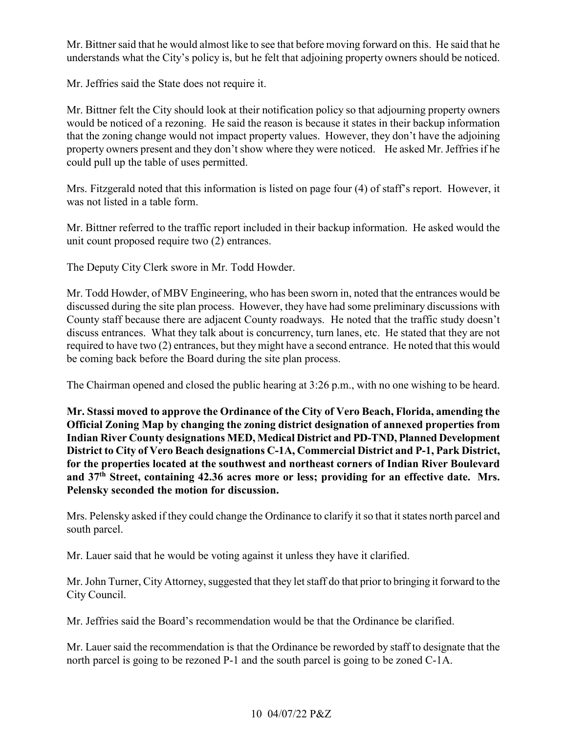Mr. Bittner said that he would almost like to see that before moving forward on this. He said that he understands what the City's policy is, but he felt that adjoining property owners should be noticed.

Mr. Jeffries said the State does not require it.

Mr. Bittner felt the City should look at their notification policy so that adjourning property owners would be noticed of a rezoning. He said the reason is because it states in their backup information that the zoning change would not impact property values. However, they don't have the adjoining property owners present and they don't show where they were noticed. He asked Mr. Jeffries if he could pull up the table of uses permitted.

Mrs. Fitzgerald noted that this information is listed on page four (4) of staff's report. However, it was not listed in a table form.

Mr. Bittner referred to the traffic report included in their backup information. He asked would the unit count proposed require two (2) entrances.

The Deputy City Clerk swore in Mr. Todd Howder.

Mr. Todd Howder, of MBV Engineering, who has been sworn in, noted that the entrances would be discussed during the site plan process. However, they have had some preliminary discussions with County staff because there are adjacent County roadways. He noted that the traffic study doesn't discuss entrances. What they talk about is concurrency, turn lanes, etc. He stated that they are not required to have two (2) entrances, but they might have a second entrance. He noted that this would be coming back before the Board during the site plan process.

The Chairman opened and closed the public hearing at 3:26 p.m., with no one wishing to be heard.

**Mr. Stassi moved to approve the Ordinance of the City of Vero Beach, Florida, amending the Official Zoning Map by changing the zoning district designation of annexed properties from Indian River County designations MED, Medical District and PD-TND, Planned Development District to City of Vero Beach designations C-1A, Commercial District and P-1, Park District, for the properties located at the southwest and northeast corners of Indian River Boulevard and 37th Street, containing 42.36 acres more or less; providing for an effective date. Mrs. Pelensky seconded the motion for discussion.**

Mrs. Pelensky asked if they could change the Ordinance to clarify it so that it states north parcel and south parcel.

Mr. Lauer said that he would be voting against it unless they have it clarified.

Mr. John Turner, City Attorney, suggested that they let staff do that prior to bringing it forward to the City Council.

Mr. Jeffries said the Board's recommendation would be that the Ordinance be clarified.

Mr. Lauer said the recommendation is that the Ordinance be reworded by staff to designate that the north parcel is going to be rezoned P-1 and the south parcel is going to be zoned C-1A.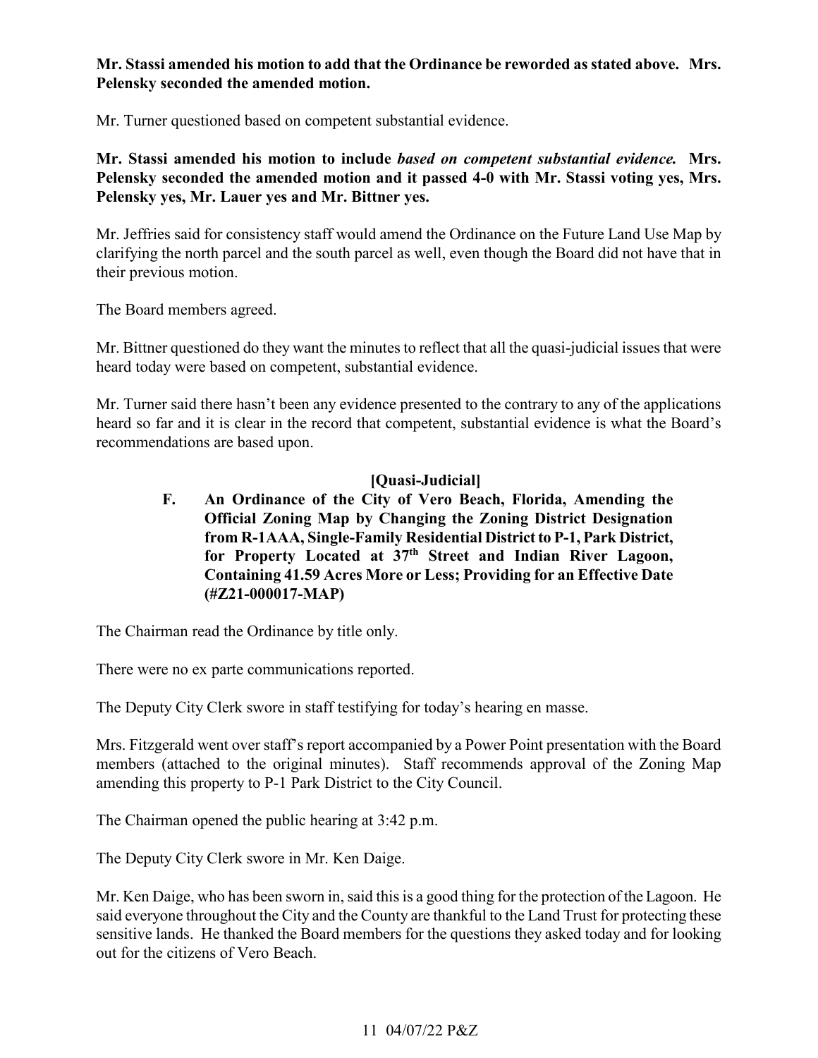**Mr. Stassi amended his motion to add that the Ordinance be reworded as stated above. Mrs. Pelensky seconded the amended motion.**

Mr. Turner questioned based on competent substantial evidence.

**Mr. Stassi amended his motion to include *based on competent substantial evidence.* Mrs. Pelensky seconded the amended motion and it passed 4-0 with Mr. Stassi voting yes, Mrs. Pelensky yes, Mr. Lauer yes and Mr. Bittner yes.**

Mr. Jeffries said for consistency staff would amend the Ordinance on the Future Land Use Map by clarifying the north parcel and the south parcel as well, even though the Board did not have that in their previous motion.

The Board members agreed.

Mr. Bittner questioned do they want the minutes to reflect that all the quasi-judicial issues that were heard today were based on competent, substantial evidence.

Mr. Turner said there hasn't been any evidence presented to the contrary to any of the applications heard so far and it is clear in the record that competent, substantial evidence is what the Board's recommendations are based upon.

**[Quasi-Judicial]**

**F. An Ordinance of the City of Vero Beach, Florida, Amending the Official Zoning Map by Changing the Zoning District Designation from R-1AAA, Single-Family Residential District to P-1, Park District, for Property Located at 37th Street and Indian River Lagoon, Containing 41.59 Acres More or Less; Providing for an Effective Date (#Z21-000017-MAP)**

The Chairman read the Ordinance by title only.

There were no ex parte communications reported.

The Deputy City Clerk swore in staff testifying for today's hearing en masse.

Mrs. Fitzgerald went over staff's report accompanied by a Power Point presentation with the Board members (attached to the original minutes). Staff recommends approval of the Zoning Map amending this property to P-1 Park District to the City Council.

The Chairman opened the public hearing at 3:42 p.m.

The Deputy City Clerk swore in Mr. Ken Daige.

Mr. Ken Daige, who has been sworn in, said this is a good thing for the protection of the Lagoon. He said everyone throughout the City and the County are thankful to the Land Trust for protecting these sensitive lands. He thanked the Board members for the questions they asked today and for looking out for the citizens of Vero Beach.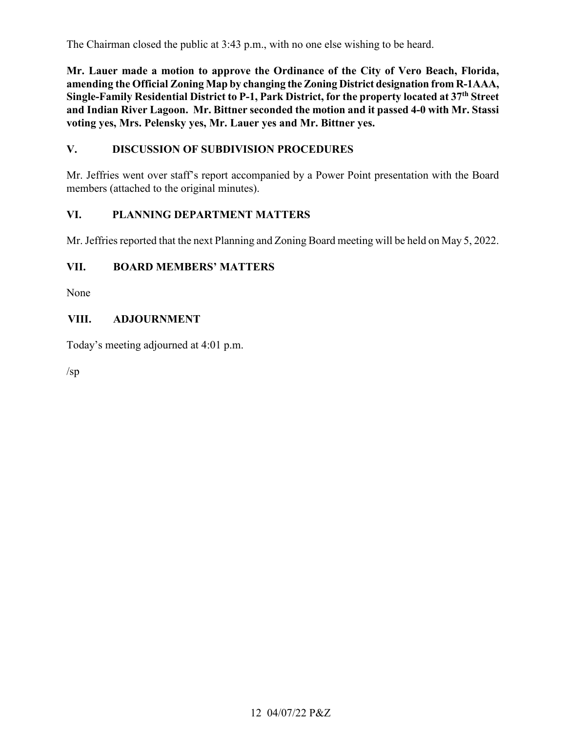The Chairman closed the public at 3:43 p.m., with no one else wishing to be heard.

**Mr. Lauer made a motion to approve the Ordinance of the City of Vero Beach, Florida, amending the Official Zoning Map by changing the Zoning District designation from R-1AAA, Single-Family Residential District to P-1, Park District, for the property located at 37th Street and Indian River Lagoon. Mr. Bittner seconded the motion and it passed 4-0 with Mr. Stassi voting yes, Mrs. Pelensky yes, Mr. Lauer yes and Mr. Bittner yes.**

## V. DISCUSSION OF SUBDIVISION PROCEDURES

Mr. Jeffries went over staff's report accompanied by a Power Point presentation with the Board members (attached to the original minutes).

## VI. PLANNING DEPARTMENT MATTERS

Mr. Jeffries reported that the next Planning and Zoning Board meeting will be held on May 5, 2022.

## VII. BOARD MEMBERS' MATTERS

None

## VIII. ADJOURNMENT

Today's meeting adjourned at 4:01 p.m.

/sp